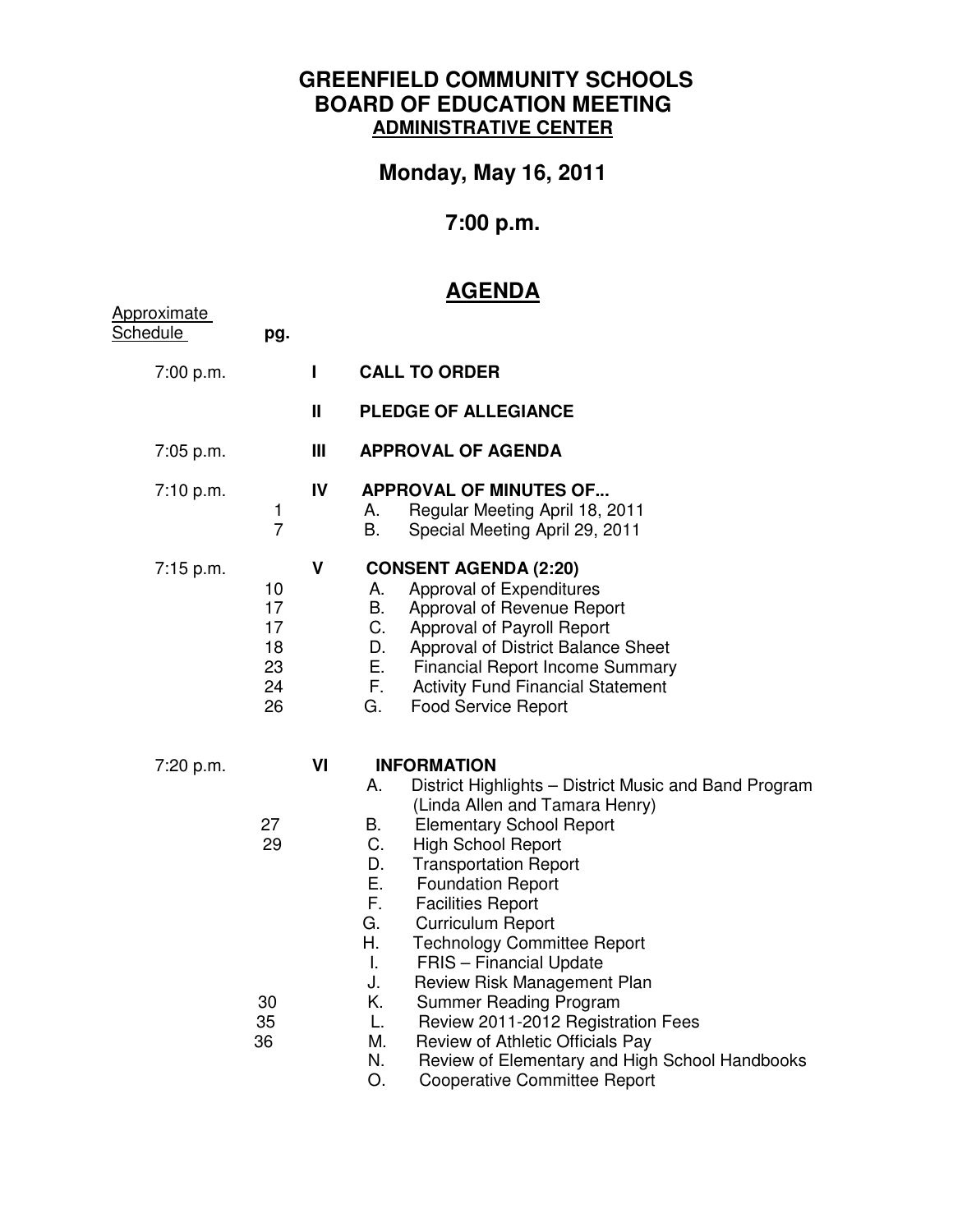# GREENFIELD COMMUNITY SCHOOLS
# BOARD OF EDUCATION MEETING
## ADMINISTRATIVE CENTER

## Monday, May 16, 2011

## 7:00 p.m.

## AGENDA

| Approximate Schedule | pg. | | |
|---|---|---|---|
| 7:00 p.m. | | I | **CALL TO ORDER** |
| | | II | **PLEDGE OF ALLEGIANCE** |
| 7:05 p.m. | | III | **APPROVAL OF AGENDA** |
| 7:10 p.m. | | IV | **APPROVAL OF MINUTES OF...** |
| | 1 | | A. Regular Meeting April 18, 2011 |
| | 7 | | B. Special Meeting April 29, 2011 |
| 7:15 p.m. | | V | **CONSENT AGENDA (2:20)** |
| | 10 | | A. Approval of Expenditures |
| | 17 | | B. Approval of Revenue Report |
| | 17 | | C. Approval of Payroll Report |
| | 18 | | D. Approval of District Balance Sheet |
| | 23 | | E. Financial Report Income Summary |
| | 24 | | F. Activity Fund Financial Statement |
| | 26 | | G. Food Service Report |
| 7:20 p.m. | | VI | **INFORMATION** |
| | | | A. District Highlights – District Music and Band Program (Linda Allen and Tamara Henry) |
| | 27 | | B. Elementary School Report |
| | 29 | | C. High School Report |
| | | | D. Transportation Report |
| | | | E. Foundation Report |
| | | | F. Facilities Report |
| | | | G. Curriculum Report |
| | | | H. Technology Committee Report |
| | | | I. FRIS – Financial Update |
| | | | J. Review Risk Management Plan |
| | 30 | | K. Summer Reading Program |
| | 35 | | L. Review 2011-2012 Registration Fees |
| | 36 | | M. Review of Athletic Officials Pay |
| | | | N. Review of Elementary and High School Handbooks |
| | | | O. Cooperative Committee Report |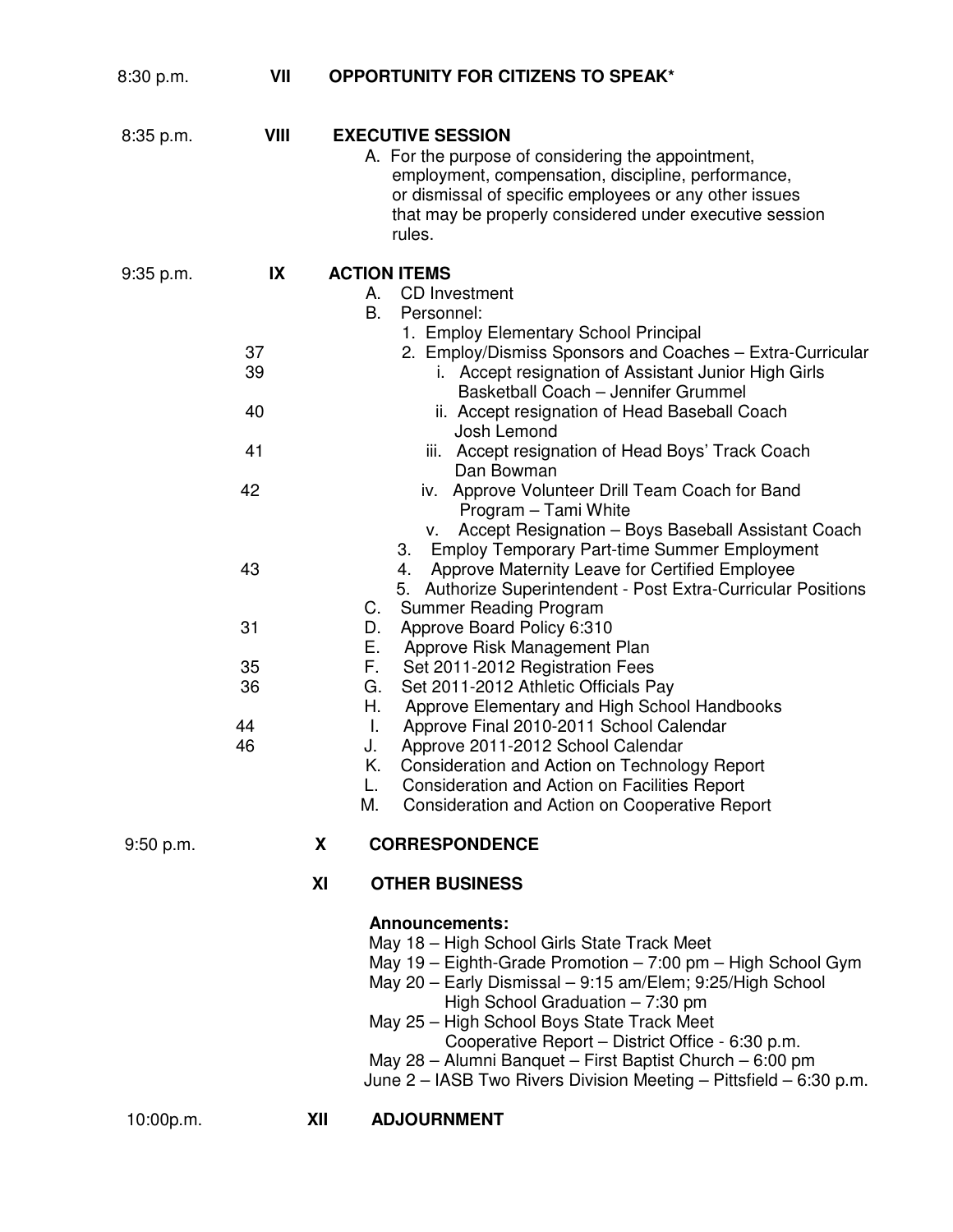8:30 p.m. **VII OPPORTUNITY FOR CITIZENS TO SPEAK***

8:35 p.m. **VIII EXECUTIVE SESSION**

A. For the purpose of considering the appointment, employment, compensation, discipline, performance, or dismissal of specific employees or any other issues that may be properly considered under executive session rules.

9:35 p.m. **IX ACTION ITEMS**

- A. CD Investment
- B. Personnel:
  1. Employ Elementary School Principal
  2. (37) Employ/Dismiss Sponsors and Coaches – Extra-Curricular
     - i. (39) Accept resignation of Assistant Junior High Girls Basketball Coach – Jennifer Grummel
     - ii. (40) Accept resignation of Head Baseball Coach Josh Lemond
     - iii. (41) Accept resignation of Head Boys' Track Coach Dan Bowman
     - iv. (42) Approve Volunteer Drill Team Coach for Band Program – Tami White
     - v. Accept Resignation – Boys Baseball Assistant Coach
  3. Employ Temporary Part-time Summer Employment
  4. (43) Approve Maternity Leave for Certified Employee
  5. Authorize Superintendent - Post Extra-Curricular Positions
- C. Summer Reading Program
- D. (31) Approve Board Policy 6:310
- E. Approve Risk Management Plan
- F. (35) Set 2011-2012 Registration Fees
- G. (36) Set 2011-2012 Athletic Officials Pay
- H. Approve Elementary and High School Handbooks
- I. (44) Approve Final 2010-2011 School Calendar
- J. (46) Approve 2011-2012 School Calendar
- K. Consideration and Action on Technology Report
- L. Consideration and Action on Facilities Report
- M. Consideration and Action on Cooperative Report

9:50 p.m. **X CORRESPONDENCE**

**XI OTHER BUSINESS**

**Announcements:**

May 18 – High School Girls State Track Meet
May 19 – Eighth-Grade Promotion – 7:00 pm – High School Gym
May 20 – Early Dismissal – 9:15 am/Elem; 9:25/High School
High School Graduation – 7:30 pm
May 25 – High School Boys State Track Meet
Cooperative Report – District Office - 6:30 p.m.
May 28 – Alumni Banquet – First Baptist Church – 6:00 pm
June 2 – IASB Two Rivers Division Meeting – Pittsfield – 6:30 p.m.

10:00p.m. **XII ADJOURNMENT**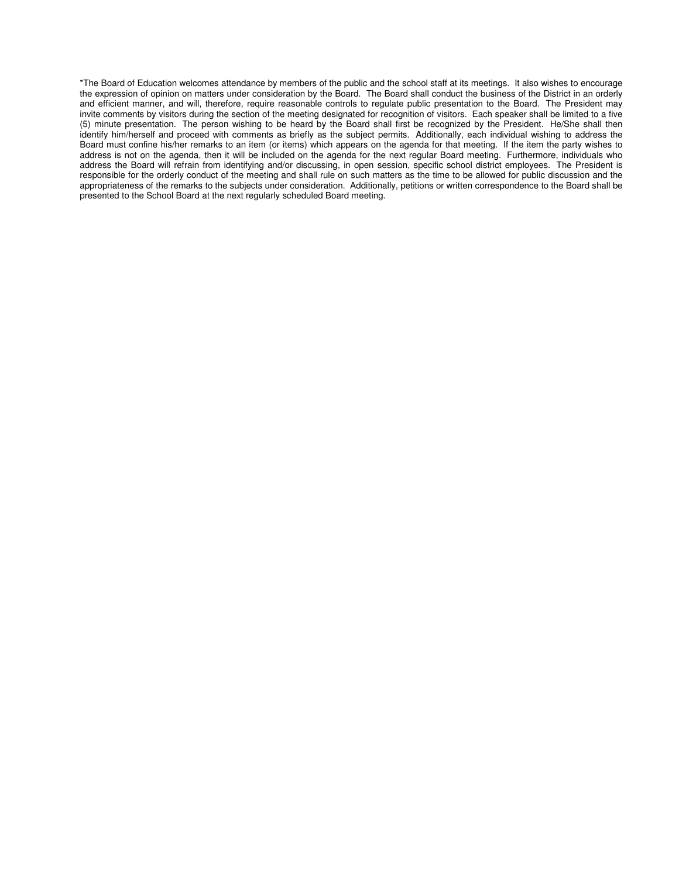*The Board of Education welcomes attendance by members of the public and the school staff at its meetings. It also wishes to encourage the expression of opinion on matters under consideration by the Board. The Board shall conduct the business of the District in an orderly and efficient manner, and will, therefore, require reasonable controls to regulate public presentation to the Board. The President may invite comments by visitors during the section of the meeting designated for recognition of visitors. Each speaker shall be limited to a five (5) minute presentation. The person wishing to be heard by the Board shall first be recognized by the President. He/She shall then identify him/herself and proceed with comments as briefly as the subject permits. Additionally, each individual wishing to address the Board must confine his/her remarks to an item (or items) which appears on the agenda for that meeting. If the item the party wishes to address is not on the agenda, then it will be included on the agenda for the next regular Board meeting. Furthermore, individuals who address the Board will refrain from identifying and/or discussing, in open session, specific school district employees. The President is responsible for the orderly conduct of the meeting and shall rule on such matters as the time to be allowed for public discussion and the appropriateness of the remarks to the subjects under consideration. Additionally, petitions or written correspondence to the Board shall be presented to the School Board at the next regularly scheduled Board meeting.